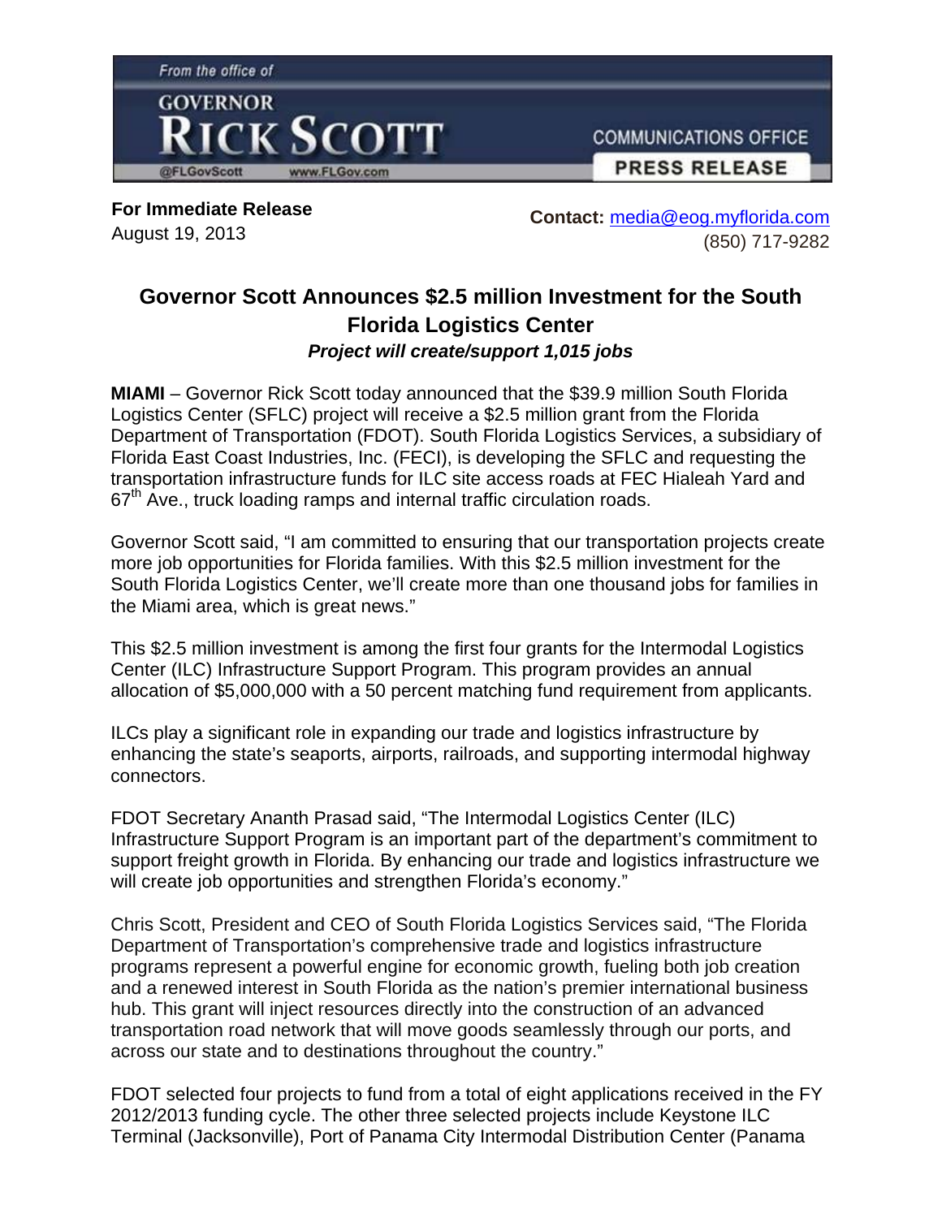From the office of

GOVERNOR **RICK SCOTT**

@FLGovScott www.FLGov.com

COMMUNICATIONS OFFICE

PRESS RELEASE

**For Immediate Release**
August 19, 2013

**Contact:** media@eog.myflorida.com
(850) 717-9282

## Governor Scott Announces $2.5 million Investment for the South Florida Logistics Center

***Project will create/support 1,015 jobs***

**MIAMI** – Governor Rick Scott today announced that the $39.9 million South Florida Logistics Center (SFLC) project will receive a $2.5 million grant from the Florida Department of Transportation (FDOT). South Florida Logistics Services, a subsidiary of Florida East Coast Industries, Inc. (FECI), is developing the SFLC and requesting the transportation infrastructure funds for ILC site access roads at FEC Hialeah Yard and 67th Ave., truck loading ramps and internal traffic circulation roads.

Governor Scott said, "I am committed to ensuring that our transportation projects create more job opportunities for Florida families. With this $2.5 million investment for the South Florida Logistics Center, we'll create more than one thousand jobs for families in the Miami area, which is great news."

This $2.5 million investment is among the first four grants for the Intermodal Logistics Center (ILC) Infrastructure Support Program. This program provides an annual allocation of $5,000,000 with a 50 percent matching fund requirement from applicants.

ILCs play a significant role in expanding our trade and logistics infrastructure by enhancing the state's seaports, airports, railroads, and supporting intermodal highway connectors.

FDOT Secretary Ananth Prasad said, "The Intermodal Logistics Center (ILC) Infrastructure Support Program is an important part of the department's commitment to support freight growth in Florida. By enhancing our trade and logistics infrastructure we will create job opportunities and strengthen Florida's economy."

Chris Scott, President and CEO of South Florida Logistics Services said, "The Florida Department of Transportation's comprehensive trade and logistics infrastructure programs represent a powerful engine for economic growth, fueling both job creation and a renewed interest in South Florida as the nation's premier international business hub. This grant will inject resources directly into the construction of an advanced transportation road network that will move goods seamlessly through our ports, and across our state and to destinations throughout the country."

FDOT selected four projects to fund from a total of eight applications received in the FY 2012/2013 funding cycle. The other three selected projects include Keystone ILC Terminal (Jacksonville), Port of Panama City Intermodal Distribution Center (Panama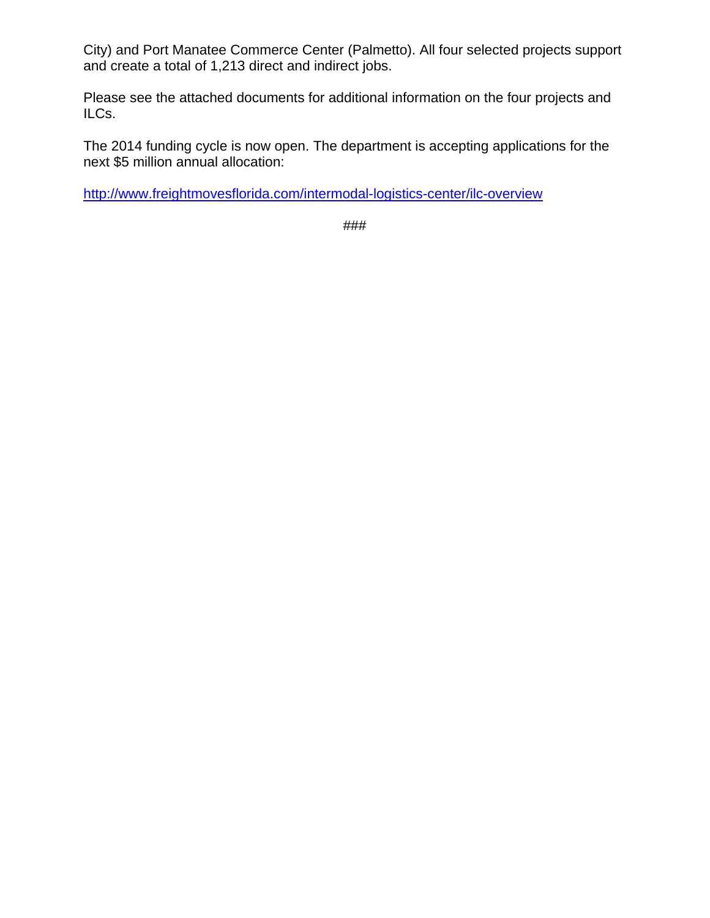City) and Port Manatee Commerce Center (Palmetto). All four selected projects support and create a total of 1,213 direct and indirect jobs.

Please see the attached documents for additional information on the four projects and ILCs.

The 2014 funding cycle is now open. The department is accepting applications for the next $5 million annual allocation:

http://www.freightmovesflorida.com/intermodal-logistics-center/ilc-overview

###